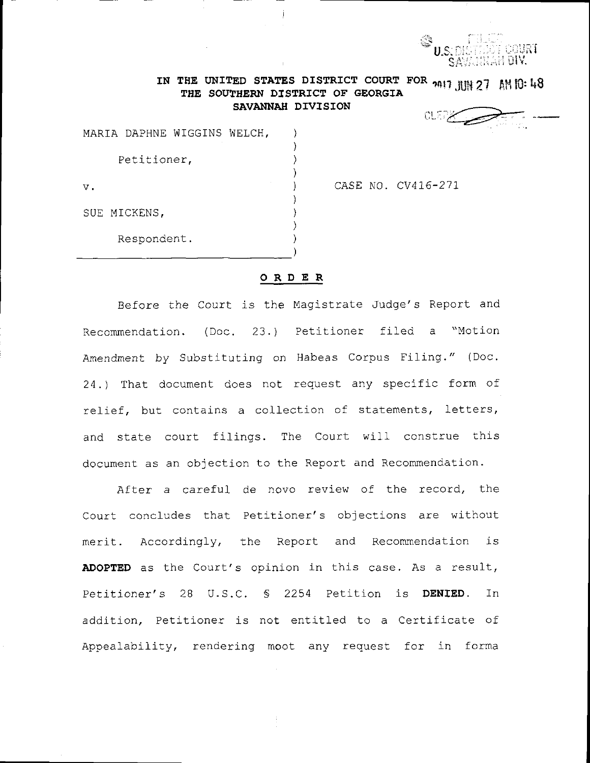U.S. DISTRICT COURT
SAVANNAH DIV.

2017 JUN 27 AM 10:48

CLERK

IN THE UNITED STATES DISTRICT COURT FOR THE SOUTHERN DISTRICT OF GEORGIA
SAVANNAH DIVISION

MARIA DAPHNE WIGGINS WELCH,

Petitioner,

v.

SUE MICKENS,

Respondent.

CASE NO. CV416-271

**O R D E R**

Before the Court is the Magistrate Judge's Report and Recommendation. (Doc. 23.) Petitioner filed a "Motion Amendment by Substituting on Habeas Corpus Filing." (Doc. 24.) That document does not request any specific form of relief, but contains a collection of statements, letters, and state court filings. The Court will construe this document as an objection to the Report and Recommendation.

After a careful de novo review of the record, the Court concludes that Petitioner's objections are without merit. Accordingly, the Report and Recommendation is **ADOPTED** as the Court's opinion in this case. As a result, Petitioner's 28 U.S.C. § 2254 Petition is **DENIED**. In addition, Petitioner is not entitled to a Certificate of Appealability, rendering moot any request for in forma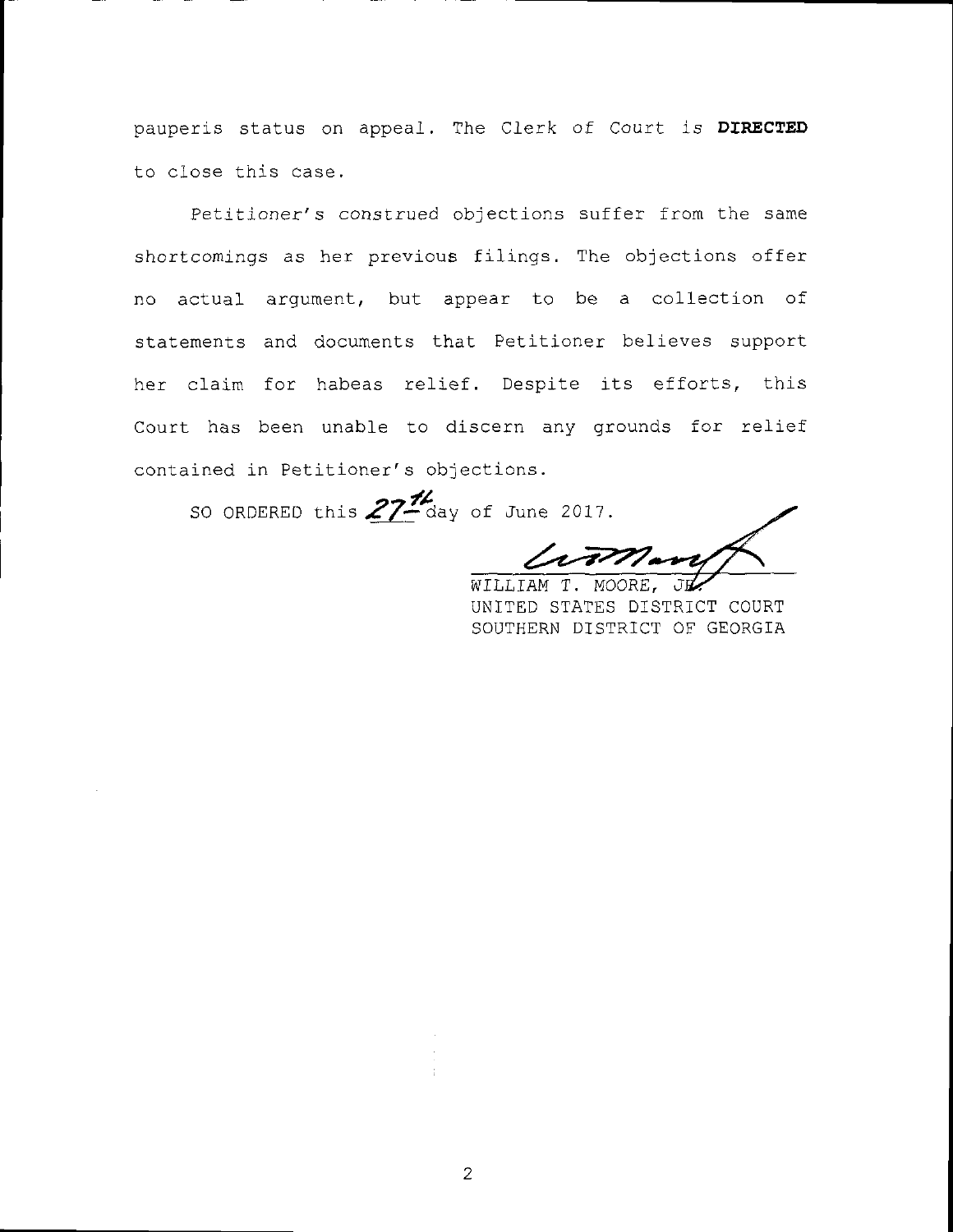pauperis status on appeal. The Clerk of Court is **DIRECTED** to close this case.

Petitioner's construed objections suffer from the same shortcomings as her previous filings. The objections offer no actual argument, but appear to be a collection of statements and documents that Petitioner believes support her claim for habeas relief. Despite its efforts, this Court has been unable to discern any grounds for relief contained in Petitioner's objections.

SO ORDERED this 27th day of June 2017.

WILLIAM T. MOORE, JR.
UNITED STATES DISTRICT COURT
SOUTHERN DISTRICT OF GEORGIA